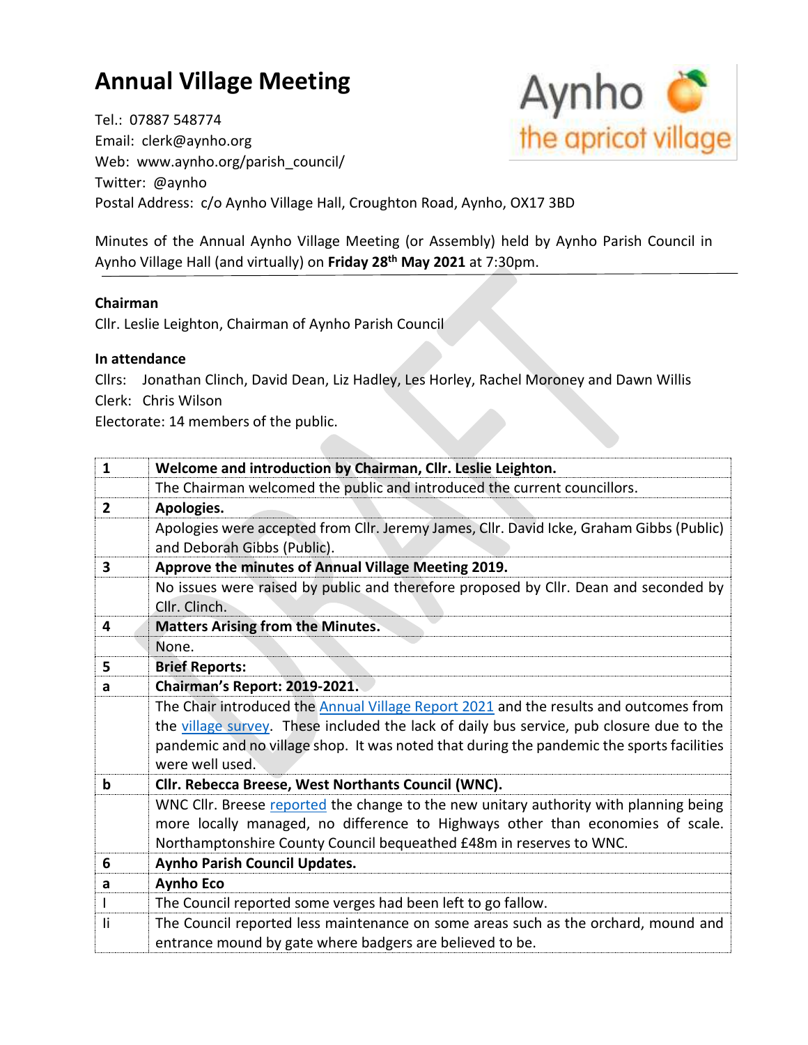# Annual Village Meeting

Tel.: 07887 548774
Email: clerk@aynho.org
Web: www.aynho.org/parish_council/
Twitter: @aynho
Postal Address: c/o Aynho Village Hall, Croughton Road, Aynho, OX17 3BD

Aynho the apricot village

Minutes of the Annual Aynho Village Meeting (or Assembly) held by Aynho Parish Council in Aynho Village Hall (and virtually) on **Friday 28th May 2021** at 7:30pm.

**Chairman**
Cllr. Leslie Leighton, Chairman of Aynho Parish Council

**In attendance**
Cllrs: Jonathan Clinch, David Dean, Liz Hadley, Les Horley, Rachel Moroney and Dawn Willis
Clerk: Chris Wilson
Electorate: 14 members of the public.

| | |
|---|---|
| **1** | **Welcome and introduction by Chairman, Cllr. Leslie Leighton.** |
| | The Chairman welcomed the public and introduced the current councillors. |
| **2** | **Apologies.** |
| | Apologies were accepted from Cllr. Jeremy James, Cllr. David Icke, Graham Gibbs (Public) and Deborah Gibbs (Public). |
| **3** | **Approve the minutes of Annual Village Meeting 2019.** |
| | No issues were raised by public and therefore proposed by Cllr. Dean and seconded by Cllr. Clinch. |
| **4** | **Matters Arising from the Minutes.** |
| | None. |
| **5** | **Brief Reports:** |
| **a** | **Chairman's Report: 2019-2021.** |
| | The Chair introduced the Annual Village Report 2021 and the results and outcomes from the village survey. These included the lack of daily bus service, pub closure due to the pandemic and no village shop. It was noted that during the pandemic the sports facilities were well used. |
| **b** | **Cllr. Rebecca Breese, West Northants Council (WNC).** |
| | WNC Cllr. Breese reported the change to the new unitary authority with planning being more locally managed, no difference to Highways other than economies of scale. Northamptonshire County Council bequeathed £48m in reserves to WNC. |
| **6** | **Aynho Parish Council Updates.** |
| **a** | **Aynho Eco** |
| I | The Council reported some verges had been left to go fallow. |
| Ii | The Council reported less maintenance on some areas such as the orchard, mound and entrance mound by gate where badgers are believed to be. |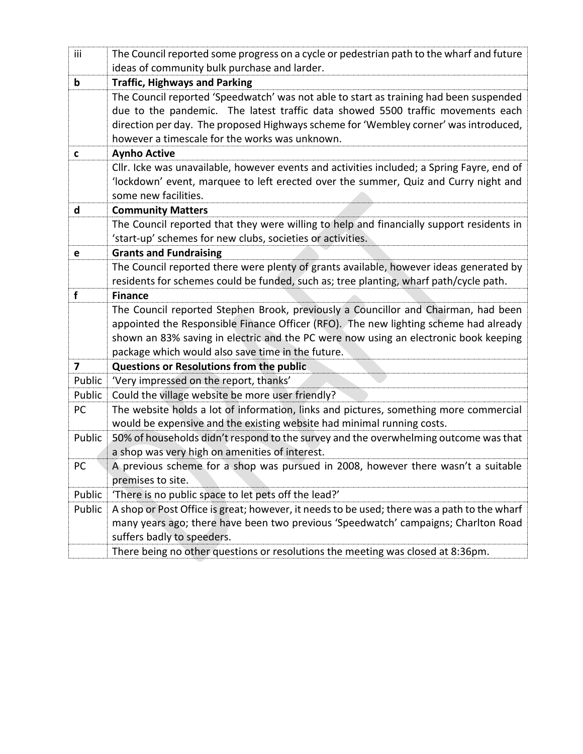| | |
|---|---|
| iii | The Council reported some progress on a cycle or pedestrian path to the wharf and future ideas of community bulk purchase and larder. |
| **b** | **Traffic, Highways and Parking** |
| | The Council reported 'Speedwatch' was not able to start as training had been suspended due to the pandemic. The latest traffic data showed 5500 traffic movements each direction per day. The proposed Highways scheme for 'Wembley corner' was introduced, however a timescale for the works was unknown. |
| **c** | **Aynho Active** |
| | Cllr. Icke was unavailable, however events and activities included; a Spring Fayre, end of 'lockdown' event, marquee to left erected over the summer, Quiz and Curry night and some new facilities. |
| **d** | **Community Matters** |
| | The Council reported that they were willing to help and financially support residents in 'start-up' schemes for new clubs, societies or activities. |
| **e** | **Grants and Fundraising** |
| | The Council reported there were plenty of grants available, however ideas generated by residents for schemes could be funded, such as; tree planting, wharf path/cycle path. |
| **f** | **Finance** |
| | The Council reported Stephen Brook, previously a Councillor and Chairman, had been appointed the Responsible Finance Officer (RFO). The new lighting scheme had already shown an 83% saving in electric and the PC were now using an electronic book keeping package which would also save time in the future. |
| **7** | **Questions or Resolutions from the public** |
| Public | 'Very impressed on the report, thanks' |
| Public | Could the village website be more user friendly? |
| PC | The website holds a lot of information, links and pictures, something more commercial would be expensive and the existing website had minimal running costs. |
| Public | 50% of households didn't respond to the survey and the overwhelming outcome was that a shop was very high on amenities of interest. |
| PC | A previous scheme for a shop was pursued in 2008, however there wasn't a suitable premises to site. |
| Public | 'There is no public space to let pets off the lead?' |
| Public | A shop or Post Office is great; however, it needs to be used; there was a path to the wharf many years ago; there have been two previous 'Speedwatch' campaigns; Charlton Road suffers badly to speeders. |
| | There being no other questions or resolutions the meeting was closed at 8:36pm. |